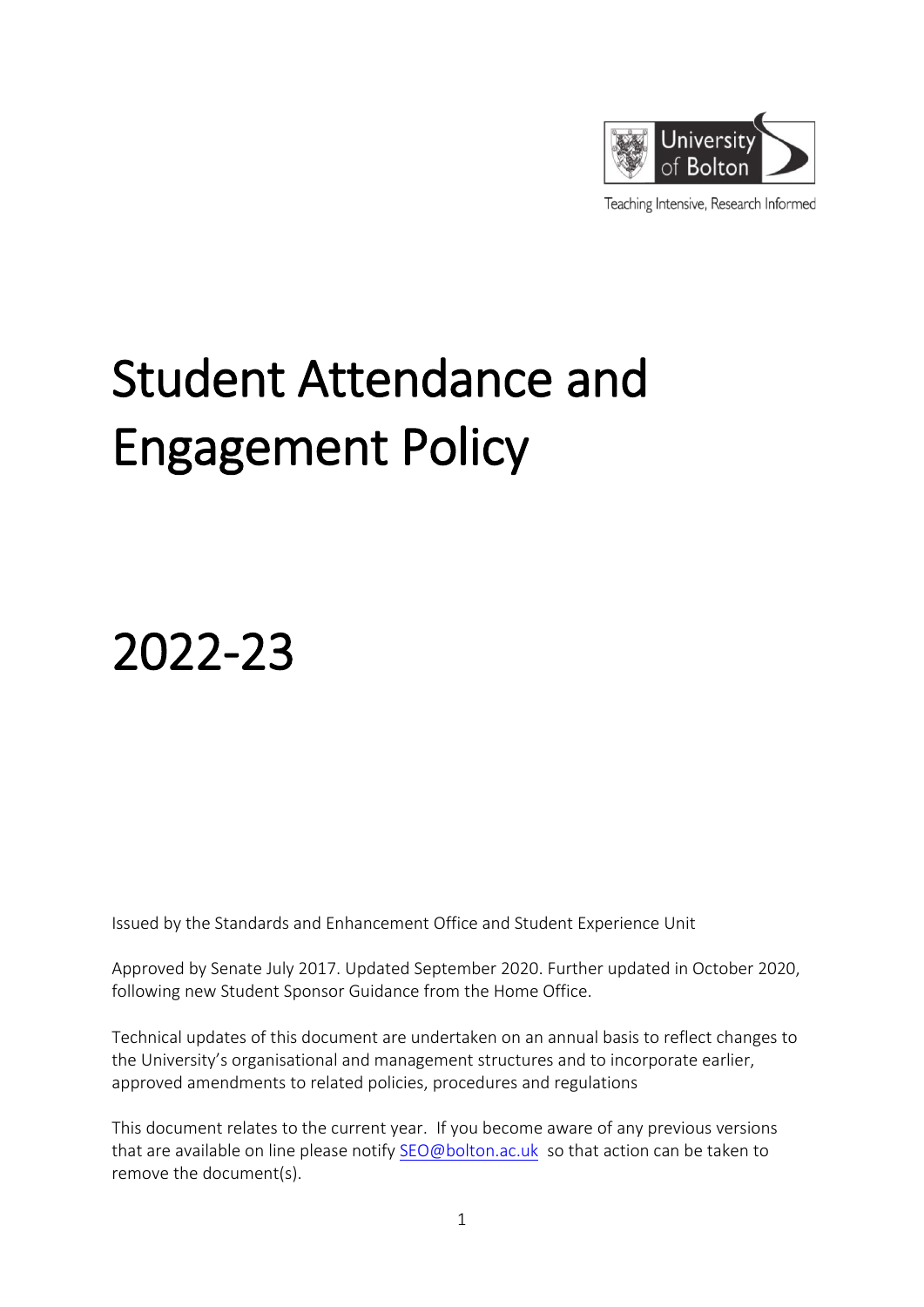University of Bolton

Teaching Intensive, Research Informed

# Student Attendance and Engagement Policy

# 2022-23

Issued by the Standards and Enhancement Office and Student Experience Unit

Approved by Senate July 2017. Updated September 2020. Further updated in October 2020, following new Student Sponsor Guidance from the Home Office.

Technical updates of this document are undertaken on an annual basis to reflect changes to the University's organisational and management structures and to incorporate earlier, approved amendments to related policies, procedures and regulations

This document relates to the current year. If you become aware of any previous versions that are available on line please notify SEO@bolton.ac.uk so that action can be taken to remove the document(s).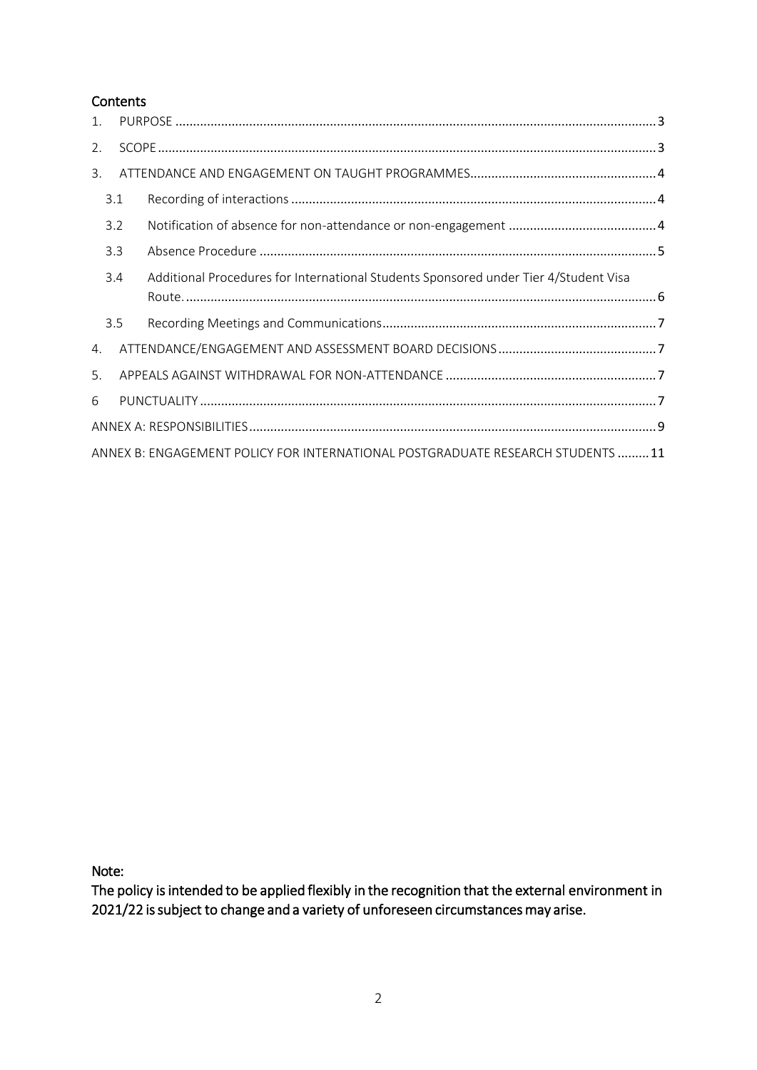## Contents

1. PURPOSE ........................................................................ 3
2. SCOPE ........................................................................ 3
3. ATTENDANCE AND ENGAGEMENT ON TAUGHT PROGRAMMES ........................................................................ 4
   - 3.1 Recording of interactions ........................................................................ 4
   - 3.2 Notification of absence for non-attendance or non-engagement ........................................................................ 4
   - 3.3 Absence Procedure ........................................................................ 5
   - 3.4 Additional Procedures for International Students Sponsored under Tier 4/Student Visa Route. ........................................................................ 6
   - 3.5 Recording Meetings and Communications ........................................................................ 7
4. ATTENDANCE/ENGAGEMENT AND ASSESSMENT BOARD DECISIONS ........................................................................ 7
5. APPEALS AGAINST WITHDRAWAL FOR NON-ATTENDANCE ........................................................................ 7
6. PUNCTUALITY ........................................................................ 7

ANNEX A: RESPONSIBILITIES ........................................................................ 9

ANNEX B: ENGAGEMENT POLICY FOR INTERNATIONAL POSTGRADUATE RESEARCH STUDENTS ......... 11

**Note:**
**The policy is intended to be applied flexibly in the recognition that the external environment in 2021/22 is subject to change and a variety of unforeseen circumstances may arise.**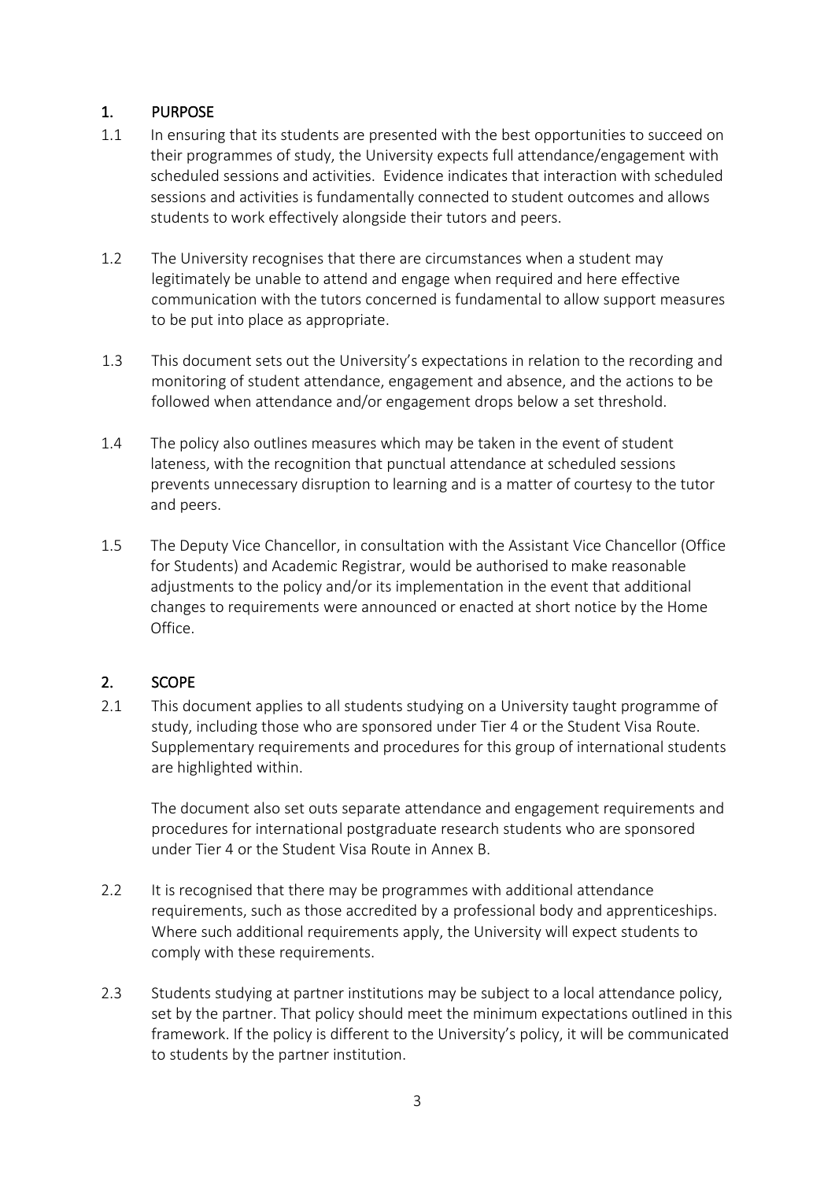## 1. PURPOSE

1.1 In ensuring that its students are presented with the best opportunities to succeed on their programmes of study, the University expects full attendance/engagement with scheduled sessions and activities. Evidence indicates that interaction with scheduled sessions and activities is fundamentally connected to student outcomes and allows students to work effectively alongside their tutors and peers.

1.2 The University recognises that there are circumstances when a student may legitimately be unable to attend and engage when required and here effective communication with the tutors concerned is fundamental to allow support measures to be put into place as appropriate.

1.3 This document sets out the University's expectations in relation to the recording and monitoring of student attendance, engagement and absence, and the actions to be followed when attendance and/or engagement drops below a set threshold.

1.4 The policy also outlines measures which may be taken in the event of student lateness, with the recognition that punctual attendance at scheduled sessions prevents unnecessary disruption to learning and is a matter of courtesy to the tutor and peers.

1.5 The Deputy Vice Chancellor, in consultation with the Assistant Vice Chancellor (Office for Students) and Academic Registrar, would be authorised to make reasonable adjustments to the policy and/or its implementation in the event that additional changes to requirements were announced or enacted at short notice by the Home Office.

## 2. SCOPE

2.1 This document applies to all students studying on a University taught programme of study, including those who are sponsored under Tier 4 or the Student Visa Route. Supplementary requirements and procedures for this group of international students are highlighted within.

The document also set outs separate attendance and engagement requirements and procedures for international postgraduate research students who are sponsored under Tier 4 or the Student Visa Route in Annex B.

2.2 It is recognised that there may be programmes with additional attendance requirements, such as those accredited by a professional body and apprenticeships. Where such additional requirements apply, the University will expect students to comply with these requirements.

2.3 Students studying at partner institutions may be subject to a local attendance policy, set by the partner. That policy should meet the minimum expectations outlined in this framework. If the policy is different to the University's policy, it will be communicated to students by the partner institution.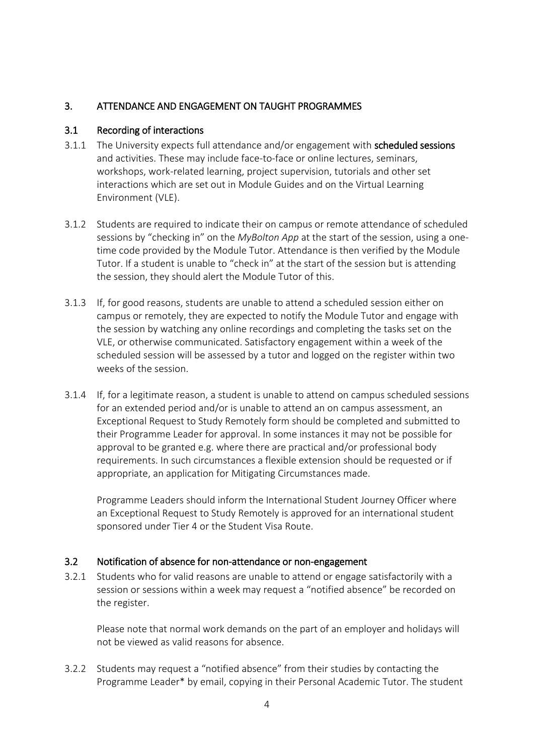## 3. ATTENDANCE AND ENGAGEMENT ON TAUGHT PROGRAMMES

### 3.1 Recording of interactions

3.1.1 The University expects full attendance and/or engagement with **scheduled sessions** and activities. These may include face-to-face or online lectures, seminars, workshops, work-related learning, project supervision, tutorials and other set interactions which are set out in Module Guides and on the Virtual Learning Environment (VLE).

3.1.2 Students are required to indicate their on campus or remote attendance of scheduled sessions by "checking in" on the *MyBolton App* at the start of the session, using a one-time code provided by the Module Tutor. Attendance is then verified by the Module Tutor. If a student is unable to "check in" at the start of the session but is attending the session, they should alert the Module Tutor of this.

3.1.3 If, for good reasons, students are unable to attend a scheduled session either on campus or remotely, they are expected to notify the Module Tutor and engage with the session by watching any online recordings and completing the tasks set on the VLE, or otherwise communicated. Satisfactory engagement within a week of the scheduled session will be assessed by a tutor and logged on the register within two weeks of the session.

3.1.4 If, for a legitimate reason, a student is unable to attend on campus scheduled sessions for an extended period and/or is unable to attend an on campus assessment, an Exceptional Request to Study Remotely form should be completed and submitted to their Programme Leader for approval. In some instances it may not be possible for approval to be granted e.g. where there are practical and/or professional body requirements. In such circumstances a flexible extension should be requested or if appropriate, an application for Mitigating Circumstances made.

Programme Leaders should inform the International Student Journey Officer where an Exceptional Request to Study Remotely is approved for an international student sponsored under Tier 4 or the Student Visa Route.

### 3.2 Notification of absence for non-attendance or non-engagement

3.2.1 Students who for valid reasons are unable to attend or engage satisfactorily with a session or sessions within a week may request a "notified absence" be recorded on the register.

Please note that normal work demands on the part of an employer and holidays will not be viewed as valid reasons for absence.

3.2.2 Students may request a "notified absence" from their studies by contacting the Programme Leader* by email, copying in their Personal Academic Tutor. The student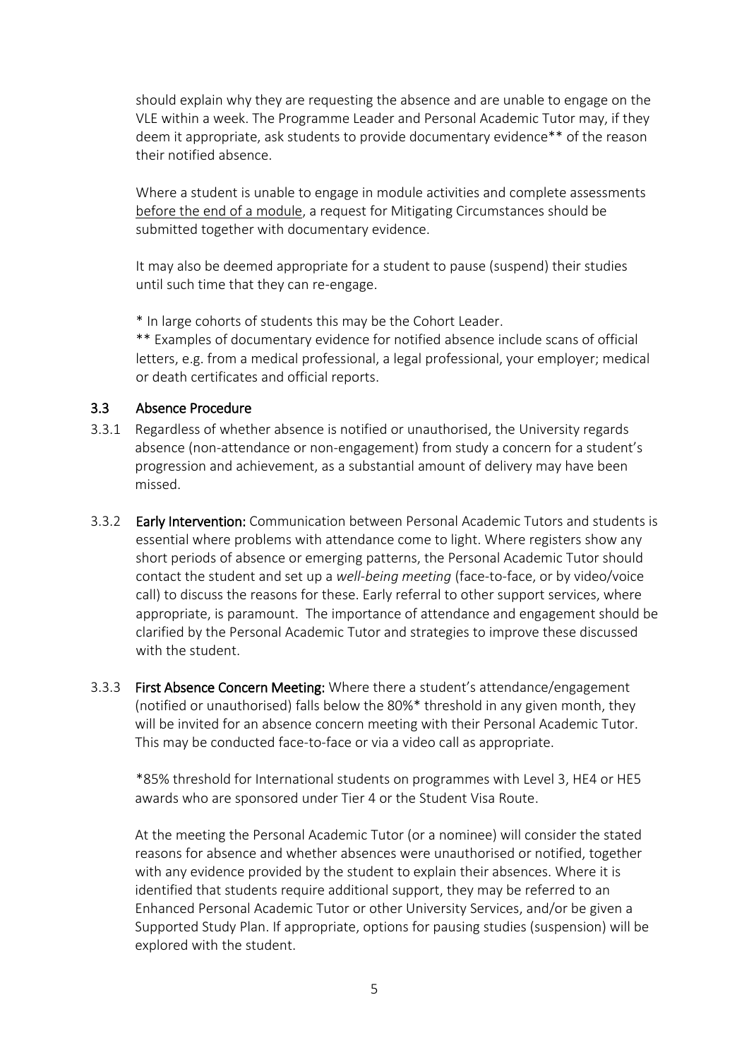should explain why they are requesting the absence and are unable to engage on the VLE within a week. The Programme Leader and Personal Academic Tutor may, if they deem it appropriate, ask students to provide documentary evidence** of the reason their notified absence.

Where a student is unable to engage in module activities and complete assessments before the end of a module, a request for Mitigating Circumstances should be submitted together with documentary evidence.

It may also be deemed appropriate for a student to pause (suspend) their studies until such time that they can re-engage.

* In large cohorts of students this may be the Cohort Leader.
** Examples of documentary evidence for notified absence include scans of official letters, e.g. from a medical professional, a legal professional, your employer; medical or death certificates and official reports.

### 3.3 Absence Procedure

3.3.1 Regardless of whether absence is notified or unauthorised, the University regards absence (non-attendance or non-engagement) from study a concern for a student's progression and achievement, as a substantial amount of delivery may have been missed.

3.3.2 **Early Intervention:** Communication between Personal Academic Tutors and students is essential where problems with attendance come to light. Where registers show any short periods of absence or emerging patterns, the Personal Academic Tutor should contact the student and set up a *well-being meeting* (face-to-face, or by video/voice call) to discuss the reasons for these. Early referral to other support services, where appropriate, is paramount. The importance of attendance and engagement should be clarified by the Personal Academic Tutor and strategies to improve these discussed with the student.

3.3.3 **First Absence Concern Meeting:** Where there a student's attendance/engagement (notified or unauthorised) falls below the 80%* threshold in any given month, they will be invited for an absence concern meeting with their Personal Academic Tutor. This may be conducted face-to-face or via a video call as appropriate.

*85% threshold for International students on programmes with Level 3, HE4 or HE5 awards who are sponsored under Tier 4 or the Student Visa Route.

At the meeting the Personal Academic Tutor (or a nominee) will consider the stated reasons for absence and whether absences were unauthorised or notified, together with any evidence provided by the student to explain their absences. Where it is identified that students require additional support, they may be referred to an Enhanced Personal Academic Tutor or other University Services, and/or be given a Supported Study Plan. If appropriate, options for pausing studies (suspension) will be explored with the student.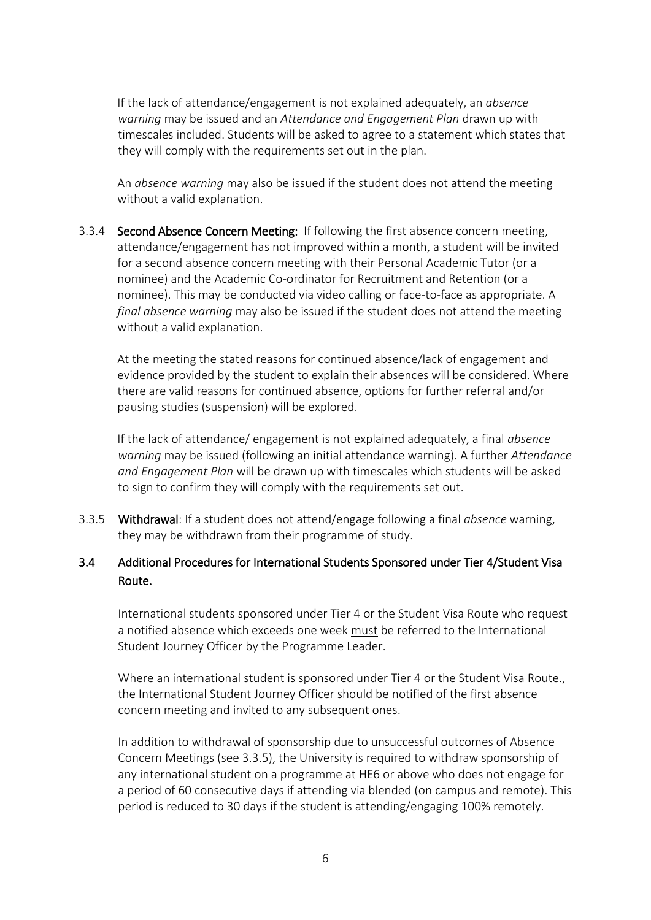If the lack of attendance/engagement is not explained adequately, an *absence warning* may be issued and an *Attendance and Engagement Plan* drawn up with timescales included. Students will be asked to agree to a statement which states that they will comply with the requirements set out in the plan.

An *absence warning* may also be issued if the student does not attend the meeting without a valid explanation.

3.3.4 **Second Absence Concern Meeting:** If following the first absence concern meeting, attendance/engagement has not improved within a month, a student will be invited for a second absence concern meeting with their Personal Academic Tutor (or a nominee) and the Academic Co-ordinator for Recruitment and Retention (or a nominee). This may be conducted via video calling or face-to-face as appropriate. A *final absence warning* may also be issued if the student does not attend the meeting without a valid explanation.

At the meeting the stated reasons for continued absence/lack of engagement and evidence provided by the student to explain their absences will be considered. Where there are valid reasons for continued absence, options for further referral and/or pausing studies (suspension) will be explored.

If the lack of attendance/ engagement is not explained adequately, a final *absence warning* may be issued (following an initial attendance warning). A further *Attendance and Engagement Plan* will be drawn up with timescales which students will be asked to sign to confirm they will comply with the requirements set out.

3.3.5 **Withdrawal**: If a student does not attend/engage following a final *absence* warning, they may be withdrawn from their programme of study.

### 3.4 Additional Procedures for International Students Sponsored under Tier 4/Student Visa Route.

International students sponsored under Tier 4 or the Student Visa Route who request a notified absence which exceeds one week <u>must</u> be referred to the International Student Journey Officer by the Programme Leader.

Where an international student is sponsored under Tier 4 or the Student Visa Route., the International Student Journey Officer should be notified of the first absence concern meeting and invited to any subsequent ones.

In addition to withdrawal of sponsorship due to unsuccessful outcomes of Absence Concern Meetings (see 3.3.5), the University is required to withdraw sponsorship of any international student on a programme at HE6 or above who does not engage for a period of 60 consecutive days if attending via blended (on campus and remote). This period is reduced to 30 days if the student is attending/engaging 100% remotely.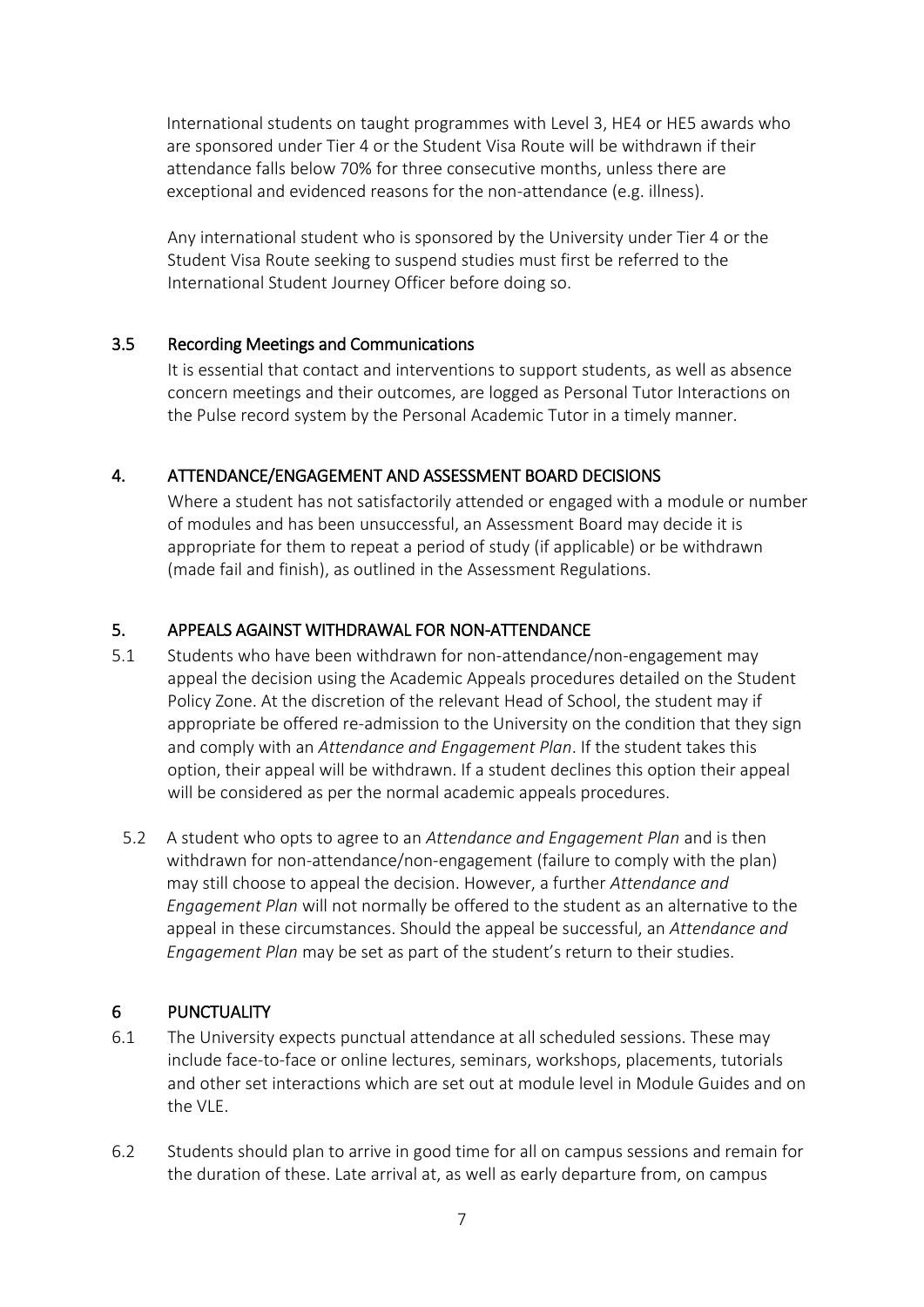International students on taught programmes with Level 3, HE4 or HE5 awards who are sponsored under Tier 4 or the Student Visa Route will be withdrawn if their attendance falls below 70% for three consecutive months, unless there are exceptional and evidenced reasons for the non-attendance (e.g. illness).

Any international student who is sponsored by the University under Tier 4 or the Student Visa Route seeking to suspend studies must first be referred to the International Student Journey Officer before doing so.

### 3.5 Recording Meetings and Communications

It is essential that contact and interventions to support students, as well as absence concern meetings and their outcomes, are logged as Personal Tutor Interactions on the Pulse record system by the Personal Academic Tutor in a timely manner.

## 4. ATTENDANCE/ENGAGEMENT AND ASSESSMENT BOARD DECISIONS

Where a student has not satisfactorily attended or engaged with a module or number of modules and has been unsuccessful, an Assessment Board may decide it is appropriate for them to repeat a period of study (if applicable) or be withdrawn (made fail and finish), as outlined in the Assessment Regulations.

## 5. APPEALS AGAINST WITHDRAWAL FOR NON-ATTENDANCE

5.1 Students who have been withdrawn for non-attendance/non-engagement may appeal the decision using the Academic Appeals procedures detailed on the Student Policy Zone. At the discretion of the relevant Head of School, the student may if appropriate be offered re-admission to the University on the condition that they sign and comply with an *Attendance and Engagement Plan*. If the student takes this option, their appeal will be withdrawn. If a student declines this option their appeal will be considered as per the normal academic appeals procedures.

5.2 A student who opts to agree to an *Attendance and Engagement Plan* and is then withdrawn for non-attendance/non-engagement (failure to comply with the plan) may still choose to appeal the decision. However, a further *Attendance and Engagement Plan* will not normally be offered to the student as an alternative to the appeal in these circumstances. Should the appeal be successful, an *Attendance and Engagement Plan* may be set as part of the student's return to their studies.

## 6 PUNCTUALITY

6.1 The University expects punctual attendance at all scheduled sessions. These may include face-to-face or online lectures, seminars, workshops, placements, tutorials and other set interactions which are set out at module level in Module Guides and on the VLE.

6.2 Students should plan to arrive in good time for all on campus sessions and remain for the duration of these. Late arrival at, as well as early departure from, on campus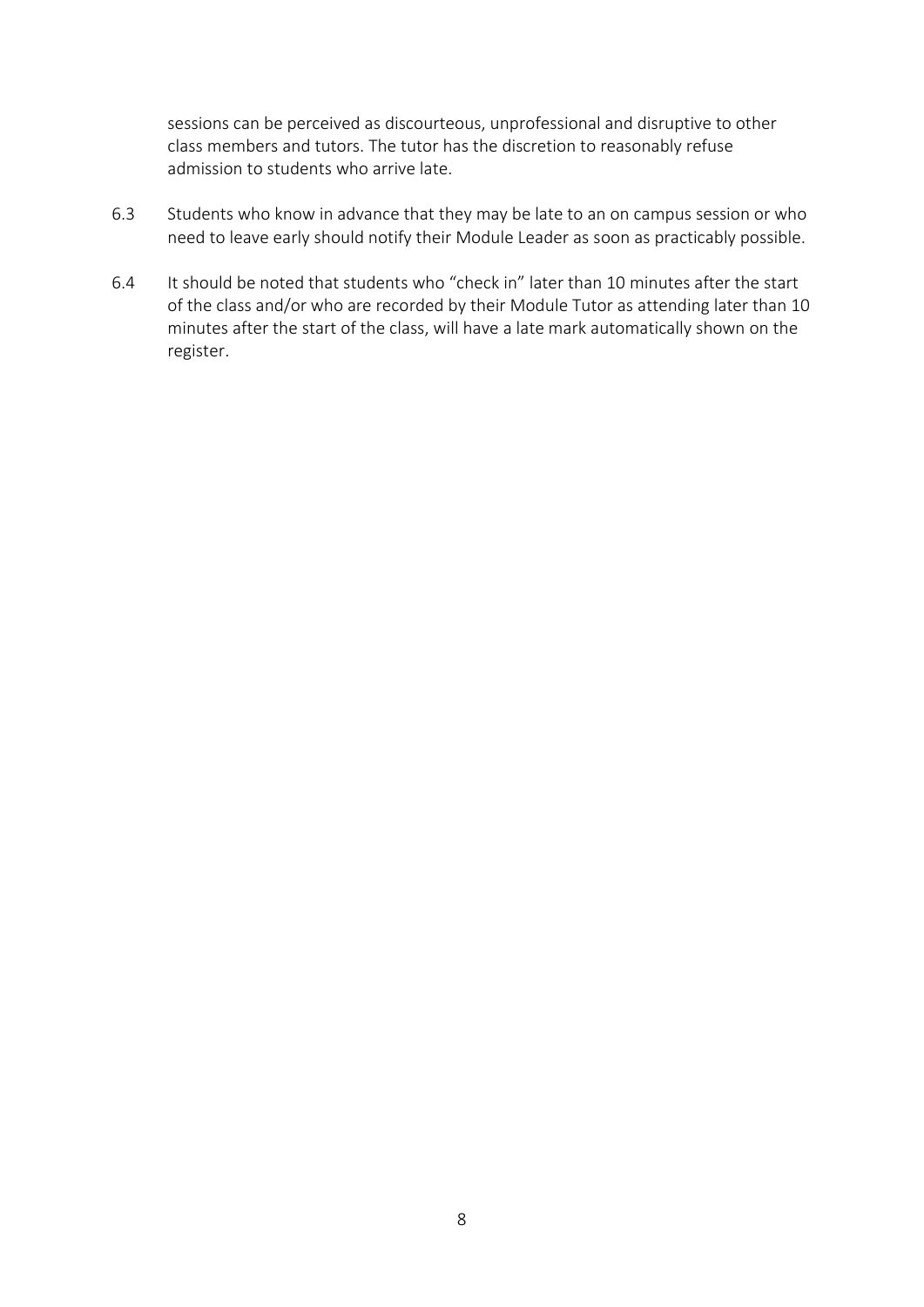sessions can be perceived as discourteous, unprofessional and disruptive to other class members and tutors. The tutor has the discretion to reasonably refuse admission to students who arrive late.

6.3 Students who know in advance that they may be late to an on campus session or who need to leave early should notify their Module Leader as soon as practicably possible.

6.4 It should be noted that students who "check in" later than 10 minutes after the start of the class and/or who are recorded by their Module Tutor as attending later than 10 minutes after the start of the class, will have a late mark automatically shown on the register.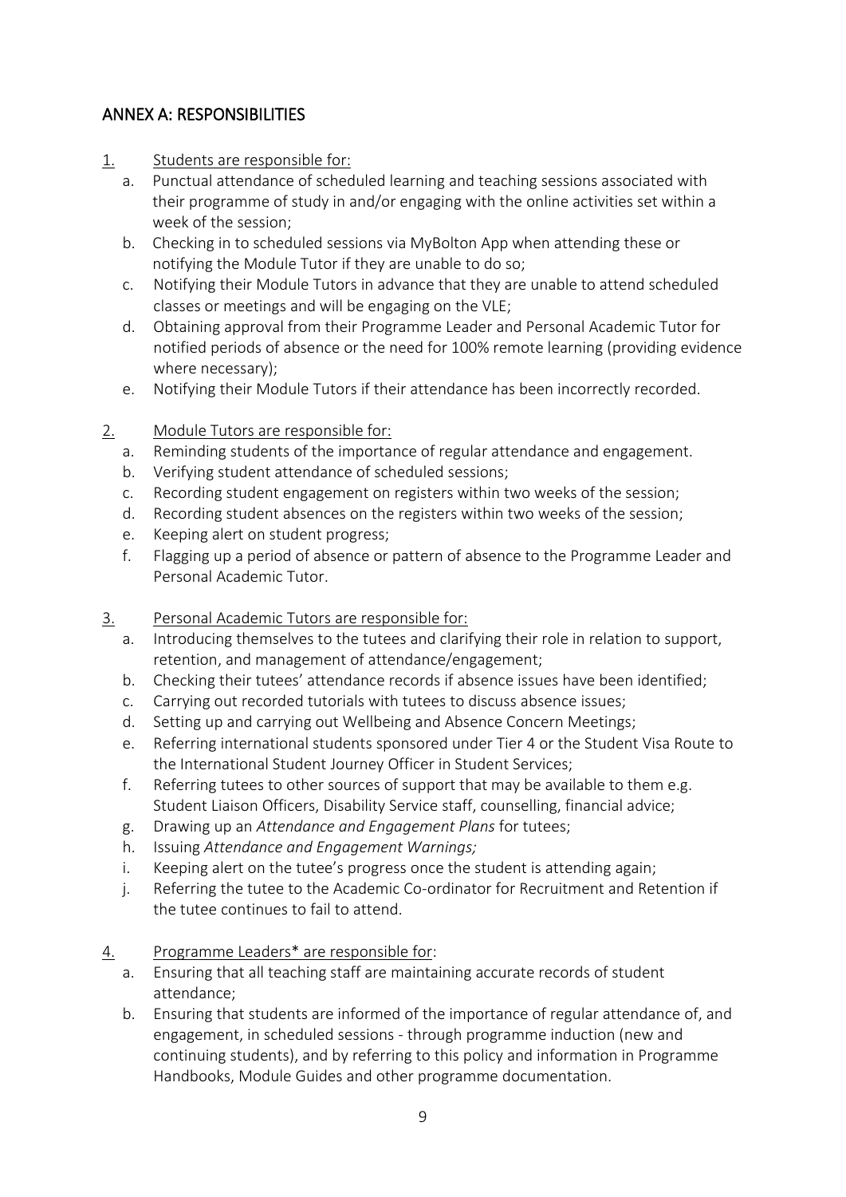## ANNEX A: RESPONSIBILITIES

1. Students are responsible for:
   a. Punctual attendance of scheduled learning and teaching sessions associated with their programme of study in and/or engaging with the online activities set within a week of the session;
   b. Checking in to scheduled sessions via MyBolton App when attending these or notifying the Module Tutor if they are unable to do so;
   c. Notifying their Module Tutors in advance that they are unable to attend scheduled classes or meetings and will be engaging on the VLE;
   d. Obtaining approval from their Programme Leader and Personal Academic Tutor for notified periods of absence or the need for 100% remote learning (providing evidence where necessary);
   e. Notifying their Module Tutors if their attendance has been incorrectly recorded.

2. Module Tutors are responsible for:
   a. Reminding students of the importance of regular attendance and engagement.
   b. Verifying student attendance of scheduled sessions;
   c. Recording student engagement on registers within two weeks of the session;
   d. Recording student absences on the registers within two weeks of the session;
   e. Keeping alert on student progress;
   f. Flagging up a period of absence or pattern of absence to the Programme Leader and Personal Academic Tutor.

3. Personal Academic Tutors are responsible for:
   a. Introducing themselves to the tutees and clarifying their role in relation to support, retention, and management of attendance/engagement;
   b. Checking their tutees' attendance records if absence issues have been identified;
   c. Carrying out recorded tutorials with tutees to discuss absence issues;
   d. Setting up and carrying out Wellbeing and Absence Concern Meetings;
   e. Referring international students sponsored under Tier 4 or the Student Visa Route to the International Student Journey Officer in Student Services;
   f. Referring tutees to other sources of support that may be available to them e.g. Student Liaison Officers, Disability Service staff, counselling, financial advice;
   g. Drawing up an *Attendance and Engagement Plans* for tutees;
   h. Issuing *Attendance and Engagement Warnings;*
   i. Keeping alert on the tutee's progress once the student is attending again;
   j. Referring the tutee to the Academic Co-ordinator for Recruitment and Retention if the tutee continues to fail to attend.

4. Programme Leaders* are responsible for:
   a. Ensuring that all teaching staff are maintaining accurate records of student attendance;
   b. Ensuring that students are informed of the importance of regular attendance of, and engagement, in scheduled sessions - through programme induction (new and continuing students), and by referring to this policy and information in Programme Handbooks, Module Guides and other programme documentation.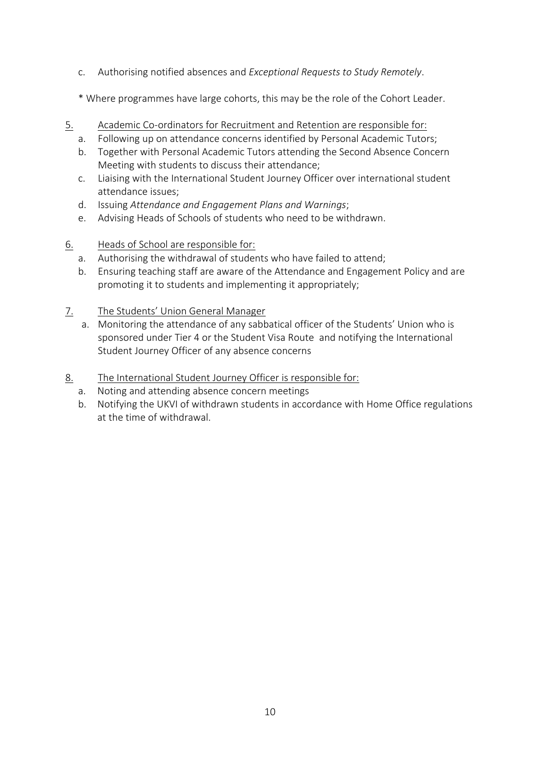c. Authorising notified absences and *Exceptional Requests to Study Remotely*.

* Where programmes have large cohorts, this may be the role of the Cohort Leader.

5. Academic Co-ordinators for Recruitment and Retention are responsible for:
   a. Following up on attendance concerns identified by Personal Academic Tutors;
   b. Together with Personal Academic Tutors attending the Second Absence Concern Meeting with students to discuss their attendance;
   c. Liaising with the International Student Journey Officer over international student attendance issues;
   d. Issuing *Attendance and Engagement Plans and Warnings*;
   e. Advising Heads of Schools of students who need to be withdrawn.

6. Heads of School are responsible for:
   a. Authorising the withdrawal of students who have failed to attend;
   b. Ensuring teaching staff are aware of the Attendance and Engagement Policy and are promoting it to students and implementing it appropriately;

7. The Students' Union General Manager
   a. Monitoring the attendance of any sabbatical officer of the Students' Union who is sponsored under Tier 4 or the Student Visa Route and notifying the International Student Journey Officer of any absence concerns

8. The International Student Journey Officer is responsible for:
   a. Noting and attending absence concern meetings
   b. Notifying the UKVI of withdrawn students in accordance with Home Office regulations at the time of withdrawal.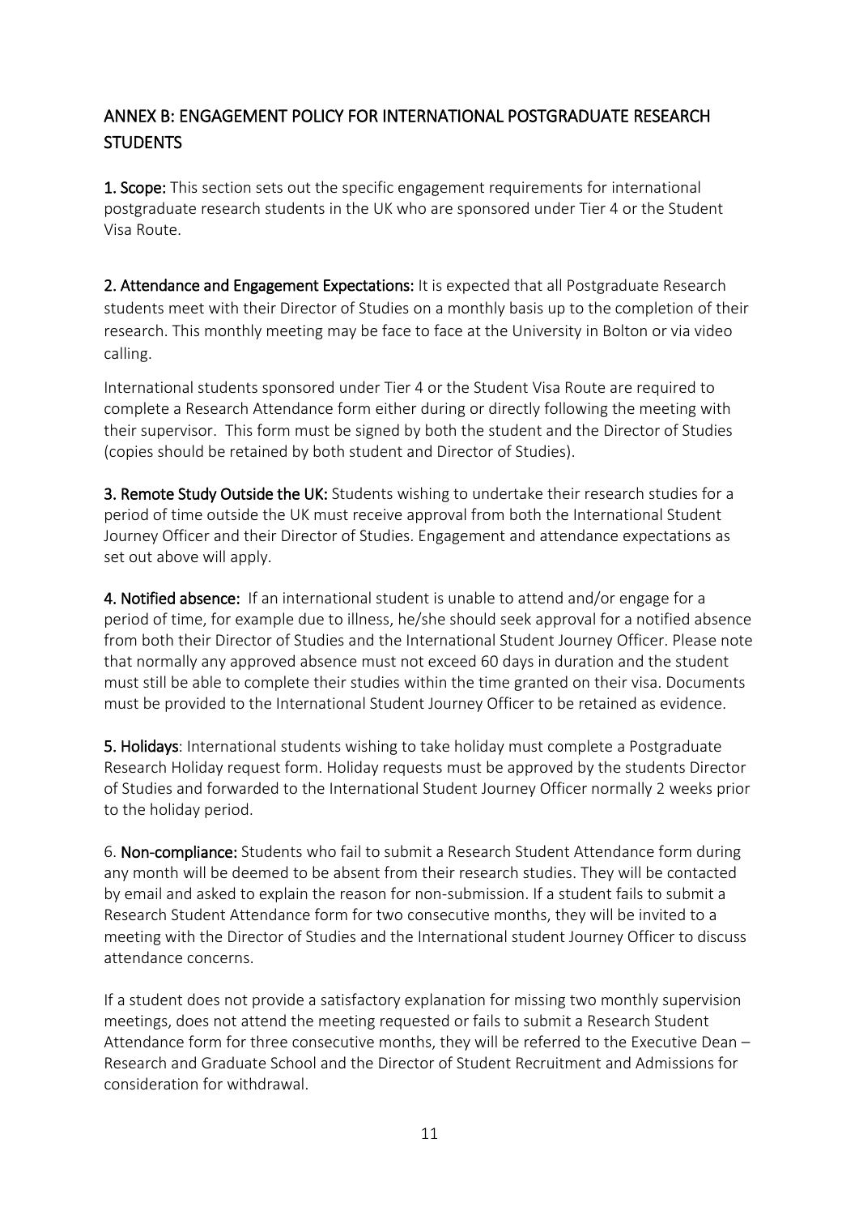## ANNEX B: ENGAGEMENT POLICY FOR INTERNATIONAL POSTGRADUATE RESEARCH STUDENTS

**1. Scope:** This section sets out the specific engagement requirements for international postgraduate research students in the UK who are sponsored under Tier 4 or the Student Visa Route.

**2. Attendance and Engagement Expectations:** It is expected that all Postgraduate Research students meet with their Director of Studies on a monthly basis up to the completion of their research. This monthly meeting may be face to face at the University in Bolton or via video calling.

International students sponsored under Tier 4 or the Student Visa Route are required to complete a Research Attendance form either during or directly following the meeting with their supervisor. This form must be signed by both the student and the Director of Studies (copies should be retained by both student and Director of Studies).

**3. Remote Study Outside the UK:** Students wishing to undertake their research studies for a period of time outside the UK must receive approval from both the International Student Journey Officer and their Director of Studies. Engagement and attendance expectations as set out above will apply.

**4. Notified absence:** If an international student is unable to attend and/or engage for a period of time, for example due to illness, he/she should seek approval for a notified absence from both their Director of Studies and the International Student Journey Officer. Please note that normally any approved absence must not exceed 60 days in duration and the student must still be able to complete their studies within the time granted on their visa. Documents must be provided to the International Student Journey Officer to be retained as evidence.

**5. Holidays**: International students wishing to take holiday must complete a Postgraduate Research Holiday request form. Holiday requests must be approved by the students Director of Studies and forwarded to the International Student Journey Officer normally 2 weeks prior to the holiday period.

6. **Non-compliance:** Students who fail to submit a Research Student Attendance form during any month will be deemed to be absent from their research studies. They will be contacted by email and asked to explain the reason for non-submission. If a student fails to submit a Research Student Attendance form for two consecutive months, they will be invited to a meeting with the Director of Studies and the International student Journey Officer to discuss attendance concerns.

If a student does not provide a satisfactory explanation for missing two monthly supervision meetings, does not attend the meeting requested or fails to submit a Research Student Attendance form for three consecutive months, they will be referred to the Executive Dean – Research and Graduate School and the Director of Student Recruitment and Admissions for consideration for withdrawal.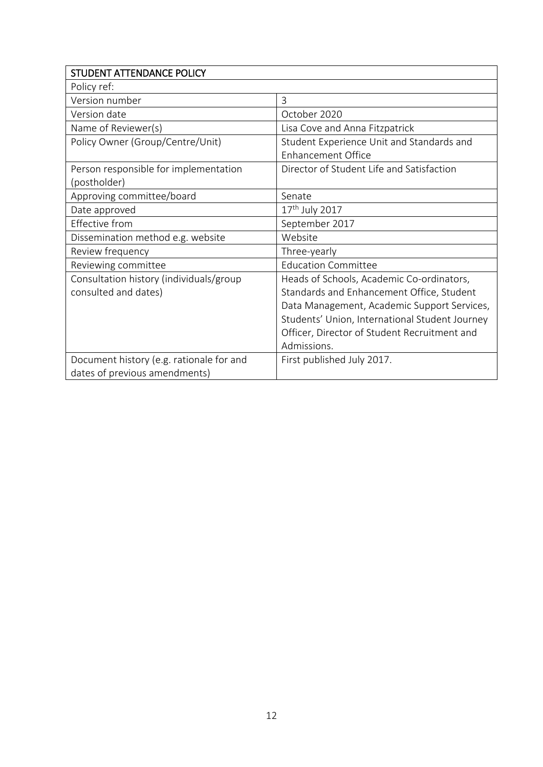| STUDENT ATTENDANCE POLICY | |
|---|---|
| Policy ref: | |
| Version number | 3 |
| Version date | October 2020 |
| Name of Reviewer(s) | Lisa Cove and Anna Fitzpatrick |
| Policy Owner (Group/Centre/Unit) | Student Experience Unit and Standards and Enhancement Office |
| Person responsible for implementation (postholder) | Director of Student Life and Satisfaction |
| Approving committee/board | Senate |
| Date approved | 17th July 2017 |
| Effective from | September 2017 |
| Dissemination method e.g. website | Website |
| Review frequency | Three-yearly |
| Reviewing committee | Education Committee |
| Consultation history (individuals/group consulted and dates) | Heads of Schools, Academic Co-ordinators, Standards and Enhancement Office, Student Data Management, Academic Support Services, Students' Union, International Student Journey Officer, Director of Student Recruitment and Admissions. |
| Document history (e.g. rationale for and dates of previous amendments) | First published July 2017. |